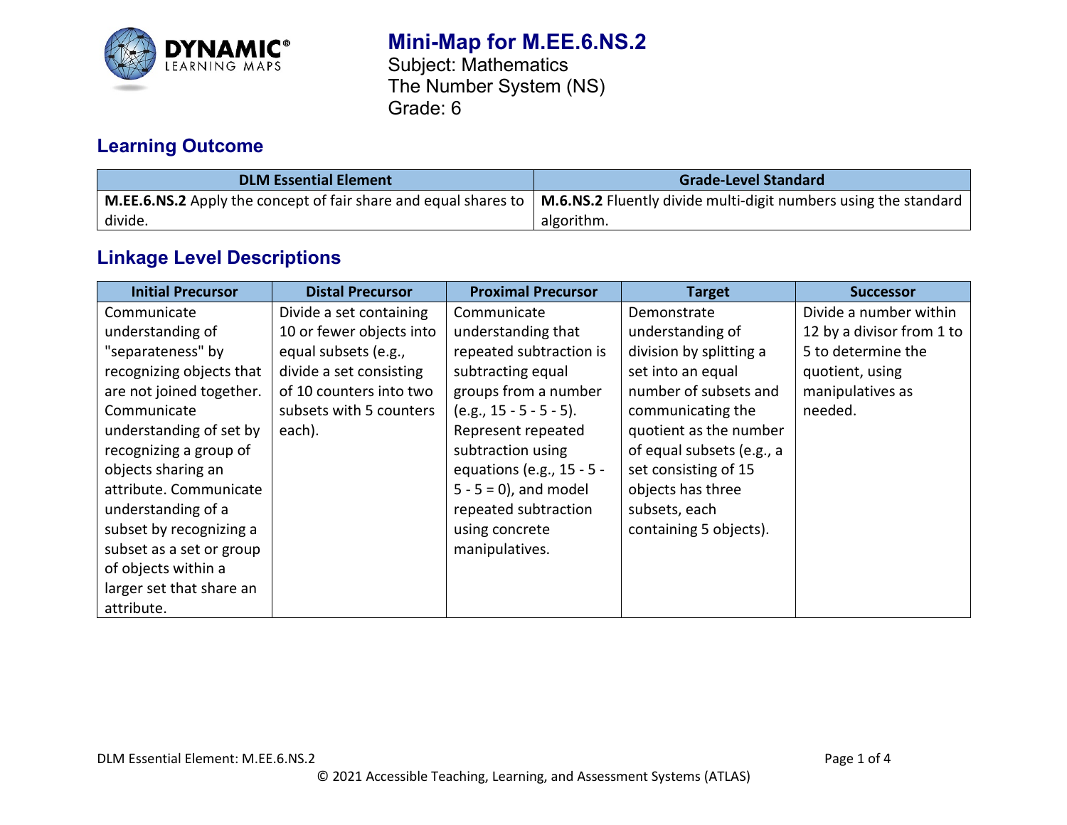# Mini-Map for M.EE.6.NS.2

Subject: Mathematics
The Number System (NS)
Grade: 6

## Learning Outcome

| DLM Essential Element | Grade-Level Standard |
| --- | --- |
| **M.EE.6.NS.2** Apply the concept of fair share and equal shares to divide. | **M.6.NS.2** Fluently divide multi-digit numbers using the standard algorithm. |

## Linkage Level Descriptions

| Initial Precursor | Distal Precursor | Proximal Precursor | Target | Successor |
| --- | --- | --- | --- | --- |
| Communicate understanding of "separateness" by recognizing objects that are not joined together. Communicate understanding of set by recognizing a group of objects sharing an attribute. Communicate understanding of a subset by recognizing a subset as a set or group of objects within a larger set that share an attribute. | Divide a set containing 10 or fewer objects into equal subsets (e.g., divide a set consisting of 10 counters into two subsets with 5 counters each). | Communicate understanding that repeated subtraction is subtracting equal groups from a number (e.g., 15 - 5 - 5 - 5). Represent repeated subtraction using equations (e.g., 15 - 5 - 5 - 5 = 0), and model repeated subtraction using concrete manipulatives. | Demonstrate understanding of division by splitting a set into an equal number of subsets and communicating the quotient as the number of equal subsets (e.g., a set consisting of 15 objects has three subsets, each containing 5 objects). | Divide a number within 12 by a divisor from 1 to 5 to determine the quotient, using manipulatives as needed. |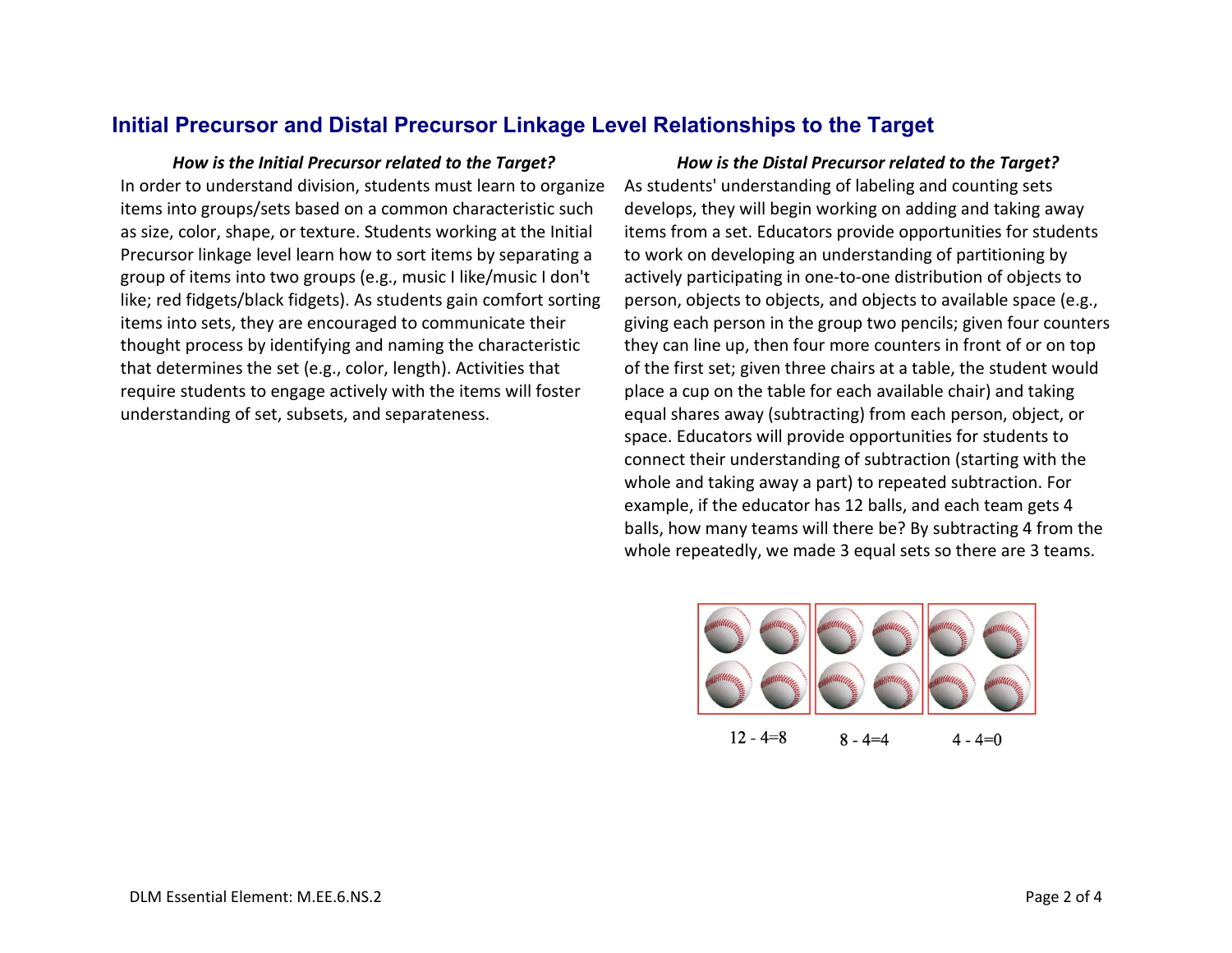## Initial Precursor and Distal Precursor Linkage Level Relationships to the Target

***How is the Initial Precursor related to the Target?***

In order to understand division, students must learn to organize items into groups/sets based on a common characteristic such as size, color, shape, or texture. Students working at the Initial Precursor linkage level learn how to sort items by separating a group of items into two groups (e.g., music I like/music I don't like; red fidgets/black fidgets). As students gain comfort sorting items into sets, they are encouraged to communicate their thought process by identifying and naming the characteristic that determines the set (e.g., color, length). Activities that require students to engage actively with the items will foster understanding of set, subsets, and separateness.

***How is the Distal Precursor related to the Target?***

As students' understanding of labeling and counting sets develops, they will begin working on adding and taking away items from a set. Educators provide opportunities for students to work on developing an understanding of partitioning by actively participating in one-to-one distribution of objects to person, objects to objects, and objects to available space (e.g., giving each person in the group two pencils; given four counters they can line up, then four more counters in front of or on top of the first set; given three chairs at a table, the student would place a cup on the table for each available chair) and taking equal shares away (subtracting) from each person, object, or space. Educators will provide opportunities for students to connect their understanding of subtraction (starting with the whole and taking away a part) to repeated subtraction. For example, if the educator has 12 balls, and each team gets 4 balls, how many teams will there be? By subtracting 4 from the whole repeatedly, we made 3 equal sets so there are 3 teams.

$12 - 4 = 8$ $8 - 4 = 4$ $4 - 4 = 0$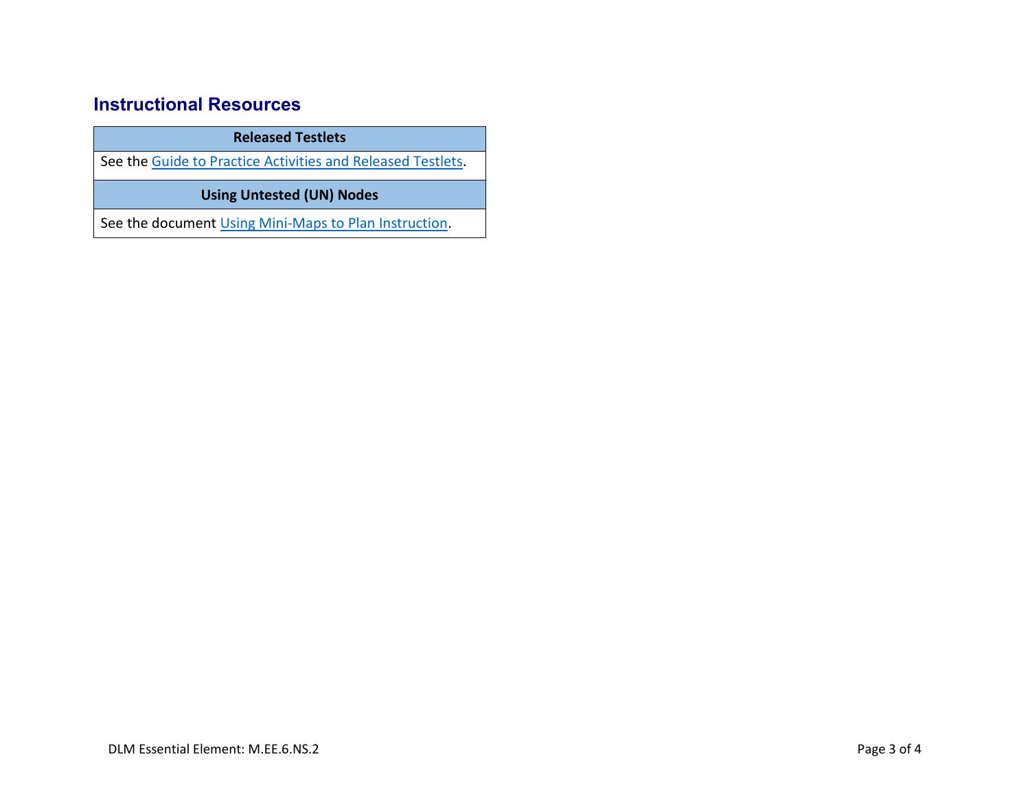## Instructional Resources

| Released Testlets |
| --- |
| See the Guide to Practice Activities and Released Testlets. |
| **Using Untested (UN) Nodes** |
| See the document Using Mini-Maps to Plan Instruction. |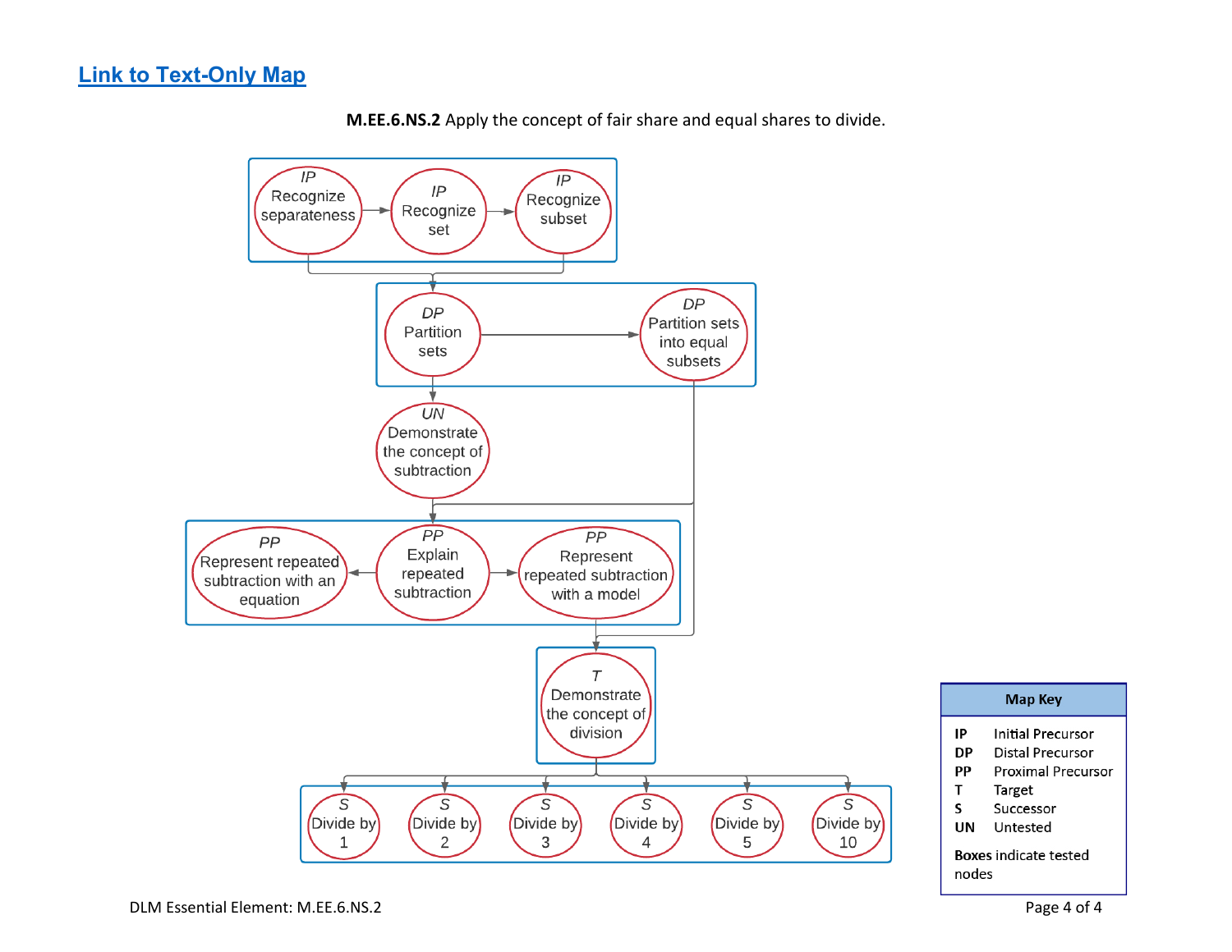[Link to Text-Only Map]

**M.EE.6.NS.2** Apply the concept of fair share and equal shares to divide.

IP
Recognize separateness

IP
Recognize set

IP
Recognize subset

DP
Partition sets

DP
Partition sets into equal subsets

UN
Demonstrate the concept of subtraction

PP
Represent repeated subtraction with an equation

PP
Explain repeated subtraction

PP
Represent repeated subtraction with a model

T
Demonstrate the concept of division

S
Divide by 1

S
Divide by 2

S
Divide by 3

S
Divide by 4

S
Divide by 5

S
Divide by 10

**Map Key**

| | |
|---|---|
| **IP** | Initial Precursor |
| **DP** | Distal Precursor |
| **PP** | Proximal Precursor |
| **T** | Target |
| **S** | Successor |
| **UN** | Untested |

**Boxes** indicate tested nodes

DLM Essential Element: M.EE.6.NS.2